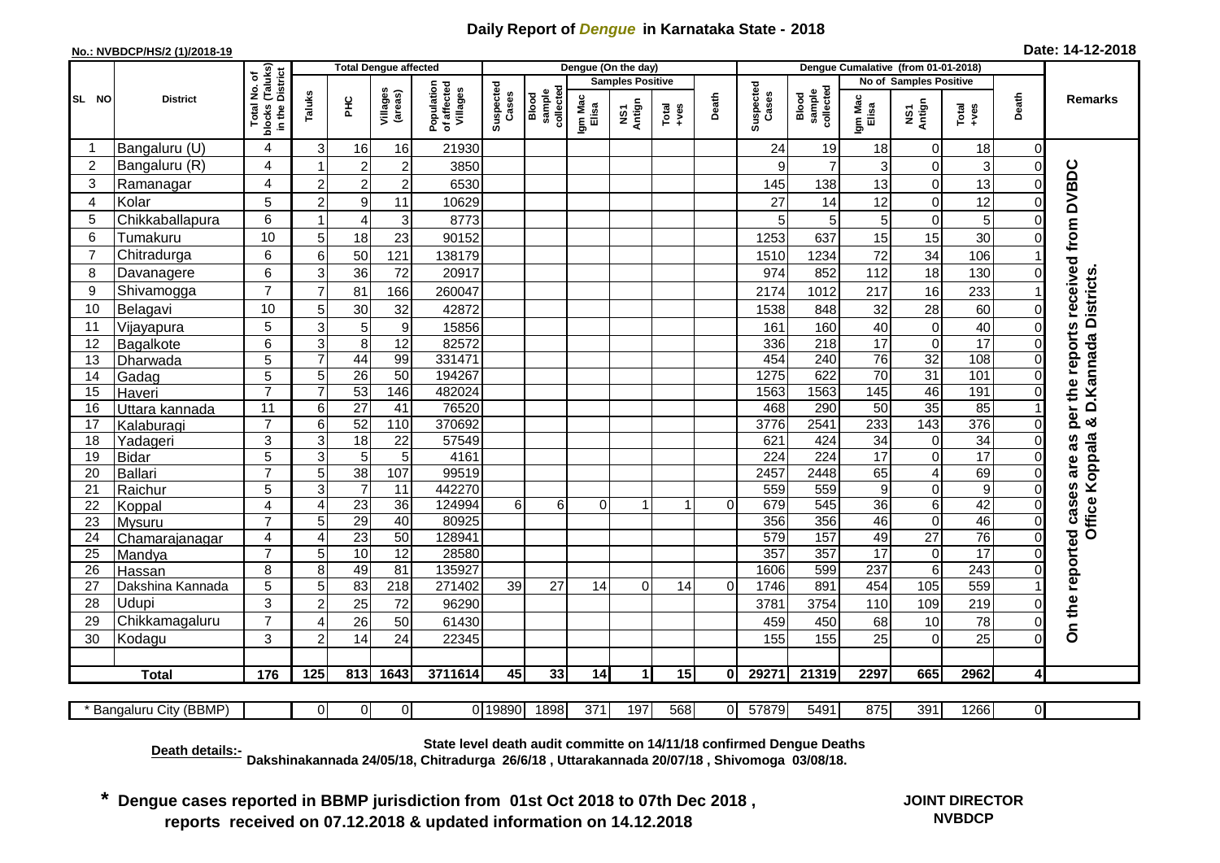# Daily Report of *Dengue* in Karnataka State - 2018

**No.: NVBDCP/HS/2 (1)/2018-19**

**Date: 14-12-2018**

| SL NO | District | Total No. of blocks (Taluks) in the District | Total Dengue affected | | | | Dengue (On the day) | | | | | | Dengue Cumalative (from 01-01-2018) | | | | | | Remarks |
|---|---|---|---|---|---|---|---|---|---|---|---|---|---|---|---|---|---|---|---|
| | | | Taluks | PHC | Villages (areas) | Population of affected Villages | Suspected Cases | Blood sample collected | Samples Positive | | | Death | Suspected Cases | Blood sample collected | No of Samples Positive | | | Death | |
| | | | | | | | | | Igm Mac Elisa | NS1 Antign | Total +ves | | | | Igm Mac Elisa | NS1 Antign | Total +ves | | |
| 1 | Bangaluru (U) | 4 | 3 | 16 | 16 | 21930 | | | | | | | 24 | 19 | 18 | 0 | 18 | 0 | On the reported cases are as per the reports received from DVBDC Office Koppala & D.Kannada Districts. |
| 2 | Bangaluru (R) | 4 | 1 | 2 | 2 | 3850 | | | | | | | 9 | 7 | 3 | 0 | 3 | 0 | |
| 3 | Ramanagar | 4 | 2 | 2 | 2 | 6530 | | | | | | | 145 | 138 | 13 | 0 | 13 | 0 | |
| 4 | Kolar | 5 | 2 | 9 | 11 | 10629 | | | | | | | 27 | 14 | 12 | 0 | 12 | 0 | |
| 5 | Chikkaballapura | 6 | 1 | 4 | 3 | 8773 | | | | | | | 5 | 5 | 5 | 0 | 5 | 0 | |
| 6 | Tumakuru | 10 | 5 | 18 | 23 | 90152 | | | | | | | 1253 | 637 | 15 | 15 | 30 | 0 | |
| 7 | Chitradurga | 6 | 6 | 50 | 121 | 138179 | | | | | | | 1510 | 1234 | 72 | 34 | 106 | 1 | |
| 8 | Davanagere | 6 | 3 | 36 | 72 | 20917 | | | | | | | 974 | 852 | 112 | 18 | 130 | 0 | |
| 9 | Shivamogga | 7 | 7 | 81 | 166 | 260047 | | | | | | | 2174 | 1012 | 217 | 16 | 233 | 1 | |
| 10 | Belagavi | 10 | 5 | 30 | 32 | 42872 | | | | | | | 1538 | 848 | 32 | 28 | 60 | 0 | |
| 11 | Vijayapura | 5 | 3 | 5 | 9 | 15856 | | | | | | | 161 | 160 | 40 | 0 | 40 | 0 | |
| 12 | Bagalkote | 6 | 3 | 8 | 12 | 82572 | | | | | | | 336 | 218 | 17 | 0 | 17 | 0 | |
| 13 | Dharwada | 5 | 7 | 44 | 99 | 331471 | | | | | | | 454 | 240 | 76 | 32 | 108 | 0 | |
| 14 | Gadag | 5 | 5 | 26 | 50 | 194267 | | | | | | | 1275 | 622 | 70 | 31 | 101 | 0 | |
| 15 | Haveri | 7 | 7 | 53 | 146 | 482024 | | | | | | | 1563 | 1563 | 145 | 46 | 191 | 0 | |
| 16 | Uttara kannada | 11 | 6 | 27 | 41 | 76520 | | | | | | | 468 | 290 | 50 | 35 | 85 | 1 | |
| 17 | Kalaburagi | 7 | 6 | 52 | 110 | 370692 | | | | | | | 3776 | 2541 | 233 | 143 | 376 | 0 | |
| 18 | Yadageri | 3 | 3 | 18 | 22 | 57549 | | | | | | | 621 | 424 | 34 | 0 | 34 | 0 | |
| 19 | Bidar | 5 | 3 | 5 | 5 | 4161 | | | | | | | 224 | 224 | 17 | 0 | 17 | 0 | |
| 20 | Ballari | 7 | 5 | 38 | 107 | 99519 | | | | | | | 2457 | 2448 | 65 | 4 | 69 | 0 | |
| 21 | Raichur | 5 | 3 | 7 | 11 | 442270 | | | | | | | 559 | 559 | 9 | 0 | 9 | 0 | |
| 22 | Koppal | 4 | 4 | 23 | 36 | 124994 | 6 | 6 | 0 | 1 | 1 | 0 | 679 | 545 | 36 | 6 | 42 | 0 | |
| 23 | Mysuru | 7 | 5 | 29 | 40 | 80925 | | | | | | | 356 | 356 | 46 | 0 | 46 | 0 | |
| 24 | Chamarajanagar | 4 | 4 | 23 | 50 | 128941 | | | | | | | 579 | 157 | 49 | 27 | 76 | 0 | |
| 25 | Mandya | 7 | 5 | 10 | 12 | 28580 | | | | | | | 357 | 357 | 17 | 0 | 17 | 0 | |
| 26 | Hassan | 8 | 8 | 49 | 81 | 135927 | | | | | | | 1606 | 599 | 237 | 6 | 243 | 0 | |
| 27 | Dakshina Kannada | 5 | 5 | 83 | 218 | 271402 | 39 | 27 | 14 | 0 | 14 | 0 | 1746 | 891 | 454 | 105 | 559 | 1 | |
| 28 | Udupi | 3 | 2 | 25 | 72 | 96290 | | | | | | | 3781 | 3754 | 110 | 109 | 219 | 0 | |
| 29 | Chikkamagaluru | 7 | 4 | 26 | 50 | 61430 | | | | | | | 459 | 450 | 68 | 10 | 78 | 0 | |
| 30 | Kodagu | 3 | 2 | 14 | 24 | 22345 | | | | | | | 155 | 155 | 25 | 0 | 25 | 0 | |
| | **Total** | **176** | **125** | **813** | **1643** | **3711614** | **45** | **33** | **14** | **1** | **15** | **0** | **29271** | **21319** | **2297** | **665** | **2962** | **4** | |
| | * Bangaluru City (BBMP) | | 0 | 0 | 0 | 0 | 19890 | 1898 | 371 | 197 | 568 | 0 | 57879 | 5491 | 875 | 391 | 1266 | 0 | |

**Death details:-** **State level death audit committe on 14/11/18 confirmed Dengue Deaths Dakshinakannada 24/05/18, Chitradurga 26/6/18 , Uttarakannada 20/07/18 , Shivomoga 03/08/18.**

**\* Dengue cases reported in BBMP jurisdiction from 01st Oct 2018 to 07th Dec 2018 , reports received on 07.12.2018 & updated information on 14.12.2018**

**JOINT DIRECTOR**
**NVBDCP**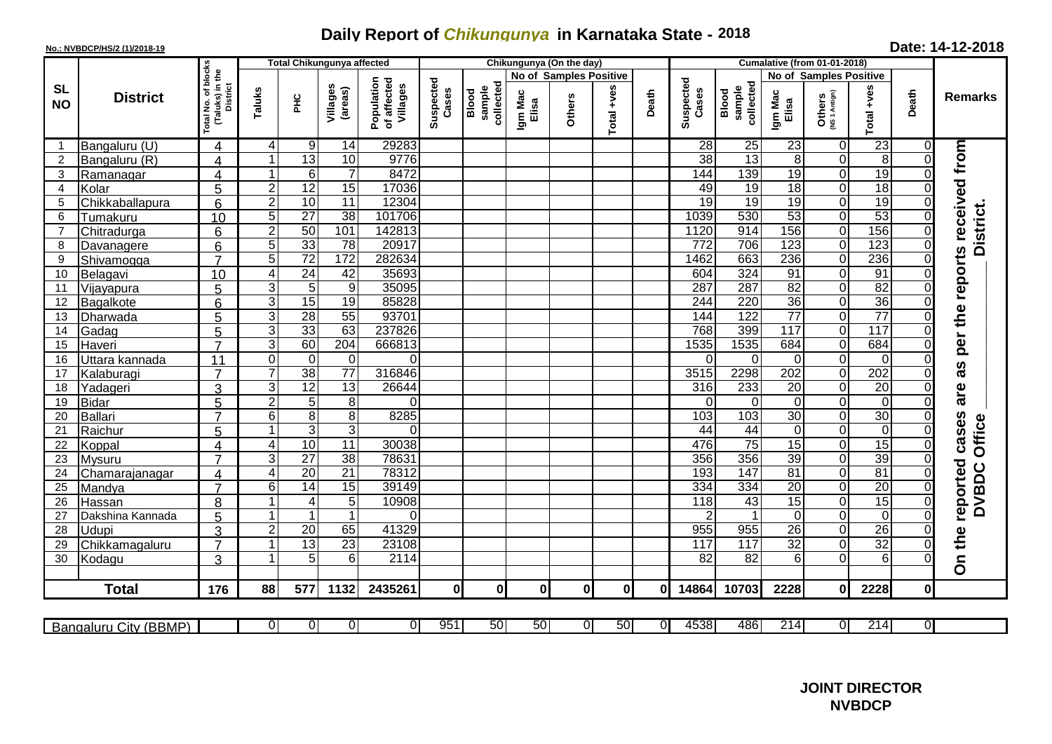# Daily Report of *Chikungunya* in Karnataka State - 2018

**No.: NVBDCP/HS/2 (1)/2018-19**

**Date: 14-12-2018**

| SL NO | District | Total No. of blocks (Taluks) in the District | Total Chikungunya affected | | | | Chikungunya (On the day) | | | | | | | Cumalative (from 01-01-2018) | | | | | | | Remarks |
|---|---|---|---|---|---|---|---|---|---|---|---|---|---|---|---|---|---|---|---|---|---|
| | | | Taluks | PHC | Villages (areas) | Population of affected Villages | Suspected Cases | Blood sample collected | No of Samples Positive | | | Death | Suspected Cases | Blood sample collected | No of Samples Positive | | | Death | |
| | | | | | | | | | Igm Mac Elisa | Others | Total +ves | | | | Igm Mac Elisa | Others (NS1 Antign) | Total +ves | | |
| 1 | Bangaluru (U) | 4 | 4 | 9 | 14 | 29283 | | | | | | | 28 | 25 | 23 | 0 | 23 | 0 | On the reported cases are as per the reports received from DVBDC Office ______ District. |
| 2 | Bangaluru (R) | 4 | 1 | 13 | 10 | 9776 | | | | | | | 38 | 13 | 8 | 0 | 8 | 0 | |
| 3 | Ramanagar | 4 | 1 | 6 | 7 | 8472 | | | | | | | 144 | 139 | 19 | 0 | 19 | 0 | |
| 4 | Kolar | 5 | 2 | 12 | 15 | 17036 | | | | | | | 49 | 19 | 18 | 0 | 18 | 0 | |
| 5 | Chikkaballapura | 6 | 2 | 10 | 11 | 12304 | | | | | | | 19 | 19 | 19 | 0 | 19 | 0 | |
| 6 | Tumakuru | 10 | 5 | 27 | 38 | 101706 | | | | | | | 1039 | 530 | 53 | 0 | 53 | 0 | |
| 7 | Chitradurga | 6 | 2 | 50 | 101 | 142813 | | | | | | | 1120 | 914 | 156 | 0 | 156 | 0 | |
| 8 | Davanagere | 6 | 5 | 33 | 78 | 20917 | | | | | | | 772 | 706 | 123 | 0 | 123 | 0 | |
| 9 | Shivamogga | 7 | 5 | 72 | 172 | 282634 | | | | | | | 1462 | 663 | 236 | 0 | 236 | 0 | |
| 10 | Belagavi | 10 | 4 | 24 | 42 | 35693 | | | | | | | 604 | 324 | 91 | 0 | 91 | 0 | |
| 11 | Vijayapura | 5 | 3 | 5 | 9 | 35095 | | | | | | | 287 | 287 | 82 | 0 | 82 | 0 | |
| 12 | Bagalkote | 6 | 3 | 15 | 19 | 85828 | | | | | | | 244 | 220 | 36 | 0 | 36 | 0 | |
| 13 | Dharwada | 5 | 3 | 28 | 55 | 93701 | | | | | | | 144 | 122 | 77 | 0 | 77 | 0 | |
| 14 | Gadag | 5 | 3 | 33 | 63 | 237826 | | | | | | | 768 | 399 | 117 | 0 | 117 | 0 | |
| 15 | Haveri | 7 | 3 | 60 | 204 | 666813 | | | | | | | 1535 | 1535 | 684 | 0 | 684 | 0 | |
| 16 | Uttara kannada | 11 | 0 | 0 | 0 | 0 | | | | | | | 0 | 0 | 0 | 0 | 0 | 0 | |
| 17 | Kalaburagi | 7 | 7 | 38 | 77 | 316846 | | | | | | | 3515 | 2298 | 202 | 0 | 202 | 0 | |
| 18 | Yadageri | 3 | 3 | 12 | 13 | 26644 | | | | | | | 316 | 233 | 20 | 0 | 20 | 0 | |
| 19 | Bidar | 5 | 2 | 5 | 8 | 0 | | | | | | | 0 | 0 | 0 | 0 | 0 | 0 | |
| 20 | Ballari | 7 | 6 | 8 | 8 | 8285 | | | | | | | 103 | 103 | 30 | 0 | 30 | 0 | |
| 21 | Raichur | 5 | 1 | 3 | 3 | 0 | | | | | | | 44 | 44 | 0 | 0 | 0 | 0 | |
| 22 | Koppal | 4 | 4 | 10 | 11 | 30038 | | | | | | | 476 | 75 | 15 | 0 | 15 | 0 | |
| 23 | Mysuru | 7 | 3 | 27 | 38 | 78631 | | | | | | | 356 | 356 | 39 | 0 | 39 | 0 | |
| 24 | Chamarajanagar | 4 | 4 | 20 | 21 | 78312 | | | | | | | 193 | 147 | 81 | 0 | 81 | 0 | |
| 25 | Mandya | 7 | 6 | 14 | 15 | 39149 | | | | | | | 334 | 334 | 20 | 0 | 20 | 0 | |
| 26 | Hassan | 8 | 1 | 4 | 5 | 10908 | | | | | | | 118 | 43 | 15 | 0 | 15 | 0 | |
| 27 | Dakshina Kannada | 5 | 1 | 1 | 1 | 0 | | | | | | | 2 | 1 | 0 | 0 | 0 | 0 | |
| 28 | Udupi | 3 | 2 | 20 | 65 | 41329 | | | | | | | 955 | 955 | 26 | 0 | 26 | 0 | |
| 29 | Chikkamagaluru | 7 | 1 | 13 | 23 | 23108 | | | | | | | 117 | 117 | 32 | 0 | 32 | 0 | |
| 30 | Kodagu | 3 | 1 | 5 | 6 | 2114 | | | | | | | 82 | 82 | 6 | 0 | 6 | 0 | |
| **Total** | | **176** | **88** | **577** | **1132** | **2435261** | **0** | **0** | **0** | **0** | **0** | **0** | **14864** | **10703** | **2228** | **0** | **2228** | **0** | |

| | | | | | | | | | | | | | | | | | | |
|---|---|---|---|---|---|---|---|---|---|---|---|---|---|---|---|---|---|---|
| Bangaluru City (BBMP) | | 0 | 0 | 0 | 0 | 951 | 50 | 50 | 0 | 50 | 0 | 4538 | 486 | 214 | 0 | 214 | 0 | |

**JOINT DIRECTOR**
**NVBDCP**